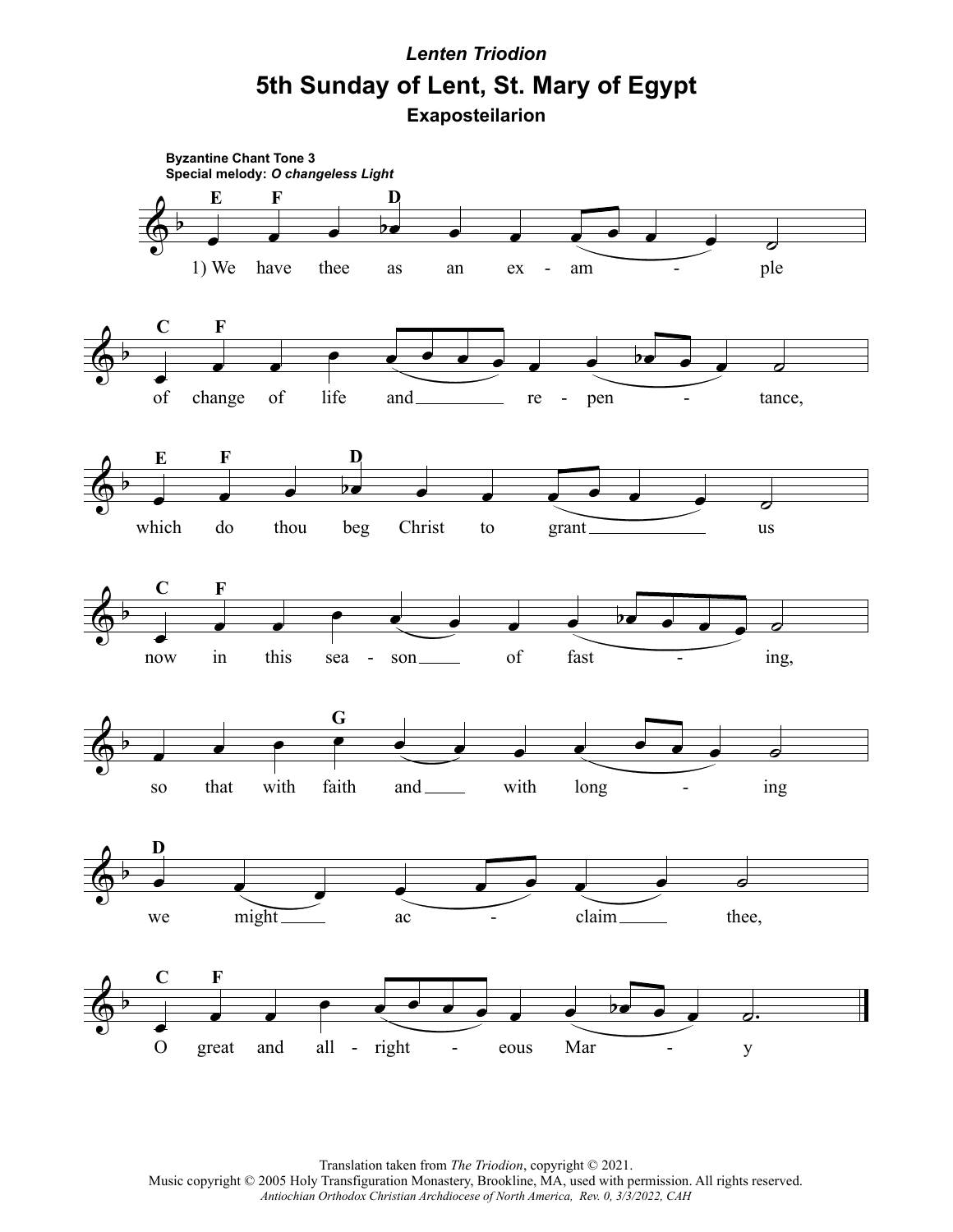*Lenten Triodion*

# 5th Sunday of Lent, St. Mary of Egypt

### Exaposteilarion

**Byzantine Chant Tone 3**
**Special melody:** ***O changeless Light***

1) We have thee as an ex - am - ple
of change of life and re - pen - tance,
which do thou beg Christ to grant us
now in this sea - son of fast - ing,
so that with faith and with long - ing
we might ac - claim thee,
O great and all - right - eous Mar - y

Translation taken from *The Triodion*, copyright © 2021.
Music copyright © 2005 Holy Transfiguration Monastery, Brookline, MA, used with permission. All rights reserved.
*Antiochian Orthodox Christian Archdiocese of North America, Rev. 0, 3/3/2022, CAH*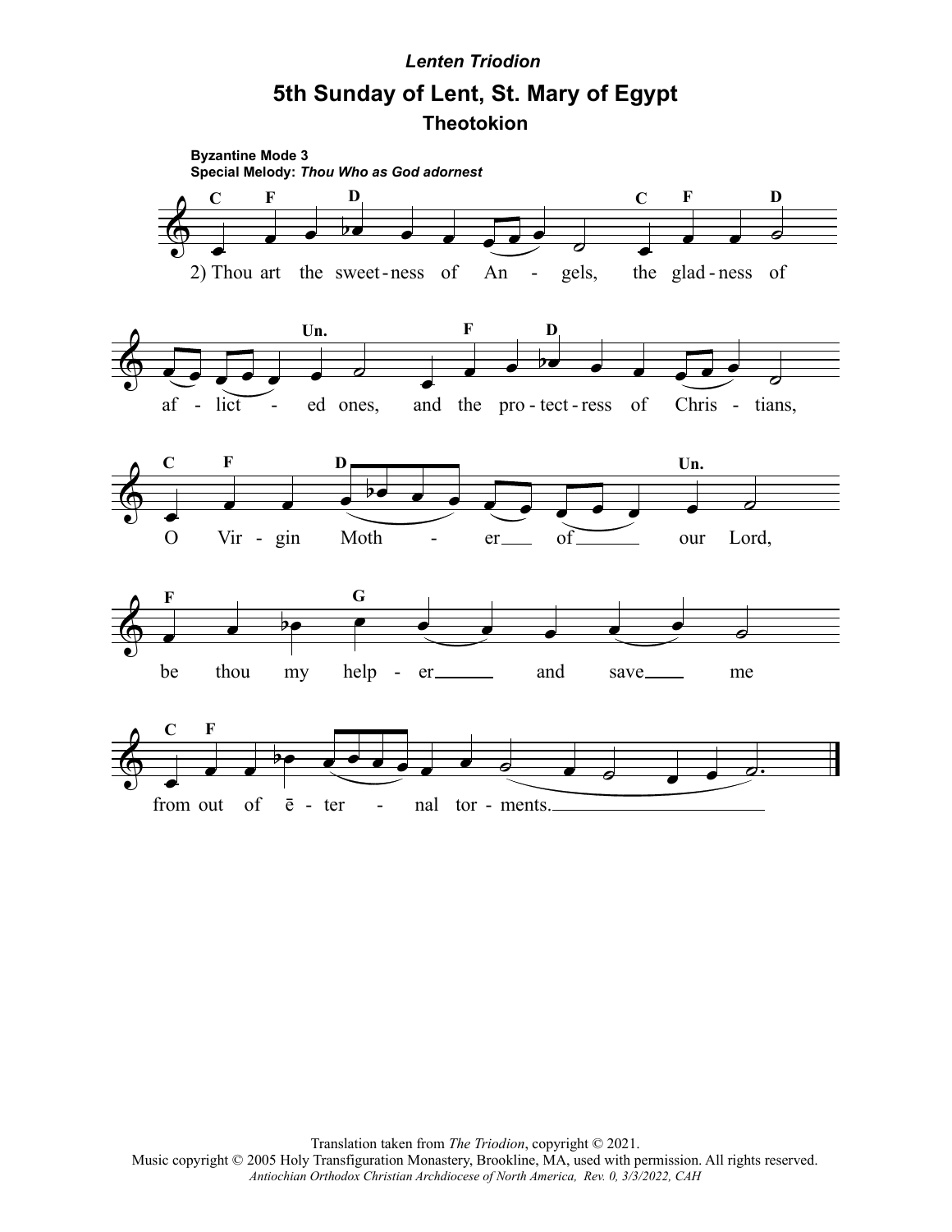*Lenten Triodion*

# 5th Sunday of Lent, St. Mary of Egypt

## Theotokion

**Byzantine Mode 3**
**Special Melody:** ***Thou Who as God adornest***

2) Thou art the sweet-ness of An - gels, the glad-ness of af - lict - ed ones, and the pro-tect-ress of Chris - tians, O Vir - gin Moth - er of our Lord, be thou my help - er and save me from out of ē - ter - nal tor - ments.

Translation taken from *The Triodion*, copyright © 2021.
Music copyright © 2005 Holy Transfiguration Monastery, Brookline, MA, used with permission. All rights reserved.
*Antiochian Orthodox Christian Archdiocese of North America, Rev. 0, 3/3/2022, CAH*